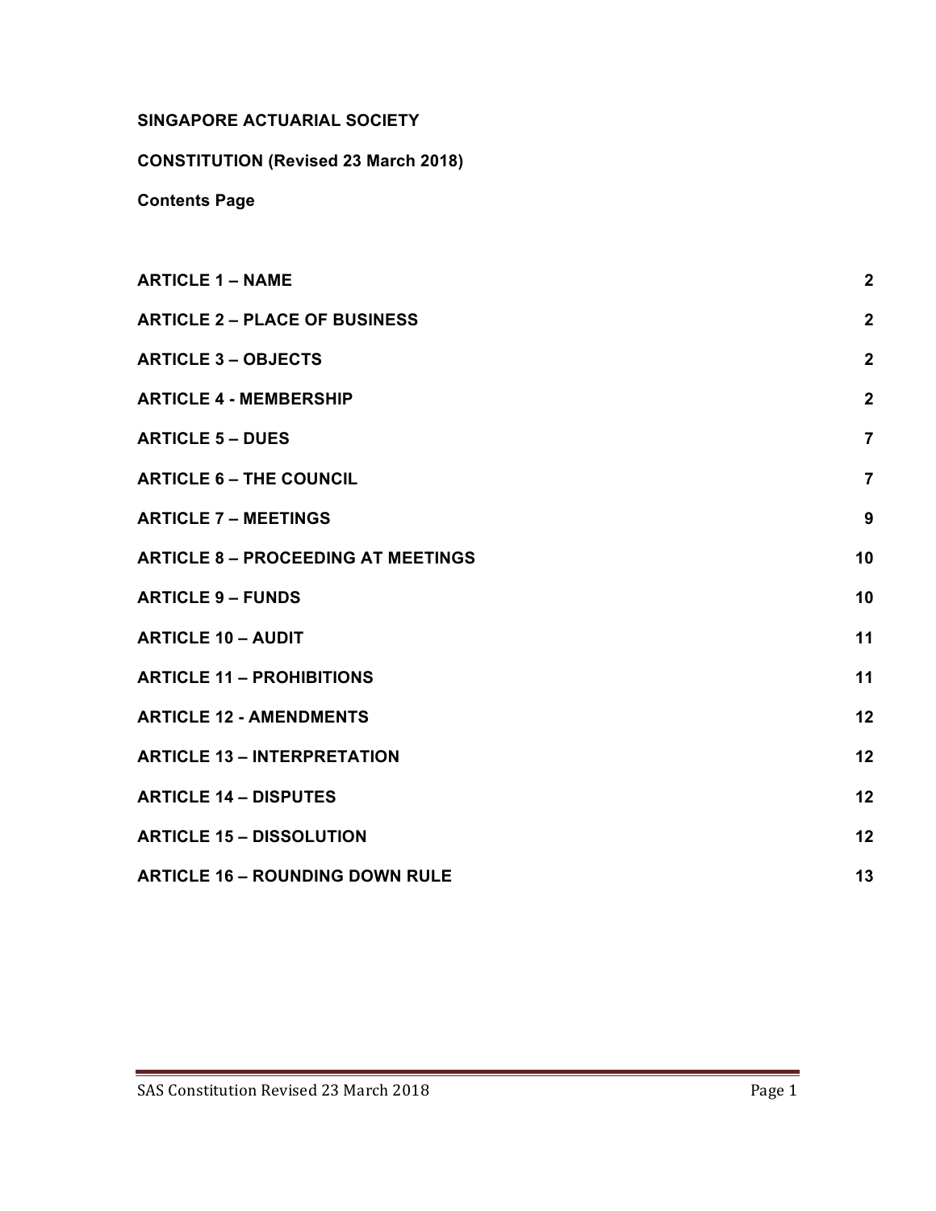**SINGAPORE ACTUARIAL SOCIETY**

**CONSTITUTION (Revised 23 March 2018)**

**Contents Page**

| | |
|---|---|
| **ARTICLE 1 – NAME** | **2** |
| **ARTICLE 2 – PLACE OF BUSINESS** | **2** |
| **ARTICLE 3 – OBJECTS** | **2** |
| **ARTICLE 4 - MEMBERSHIP** | **2** |
| **ARTICLE 5 – DUES** | **7** |
| **ARTICLE 6 – THE COUNCIL** | **7** |
| **ARTICLE 7 – MEETINGS** | **9** |
| **ARTICLE 8 – PROCEEDING AT MEETINGS** | **10** |
| **ARTICLE 9 – FUNDS** | **10** |
| **ARTICLE 10 – AUDIT** | **11** |
| **ARTICLE 11 – PROHIBITIONS** | **11** |
| **ARTICLE 12 - AMENDMENTS** | **12** |
| **ARTICLE 13 – INTERPRETATION** | **12** |
| **ARTICLE 14 – DISPUTES** | **12** |
| **ARTICLE 15 – DISSOLUTION** | **12** |
| **ARTICLE 16 – ROUNDING DOWN RULE** | **13** |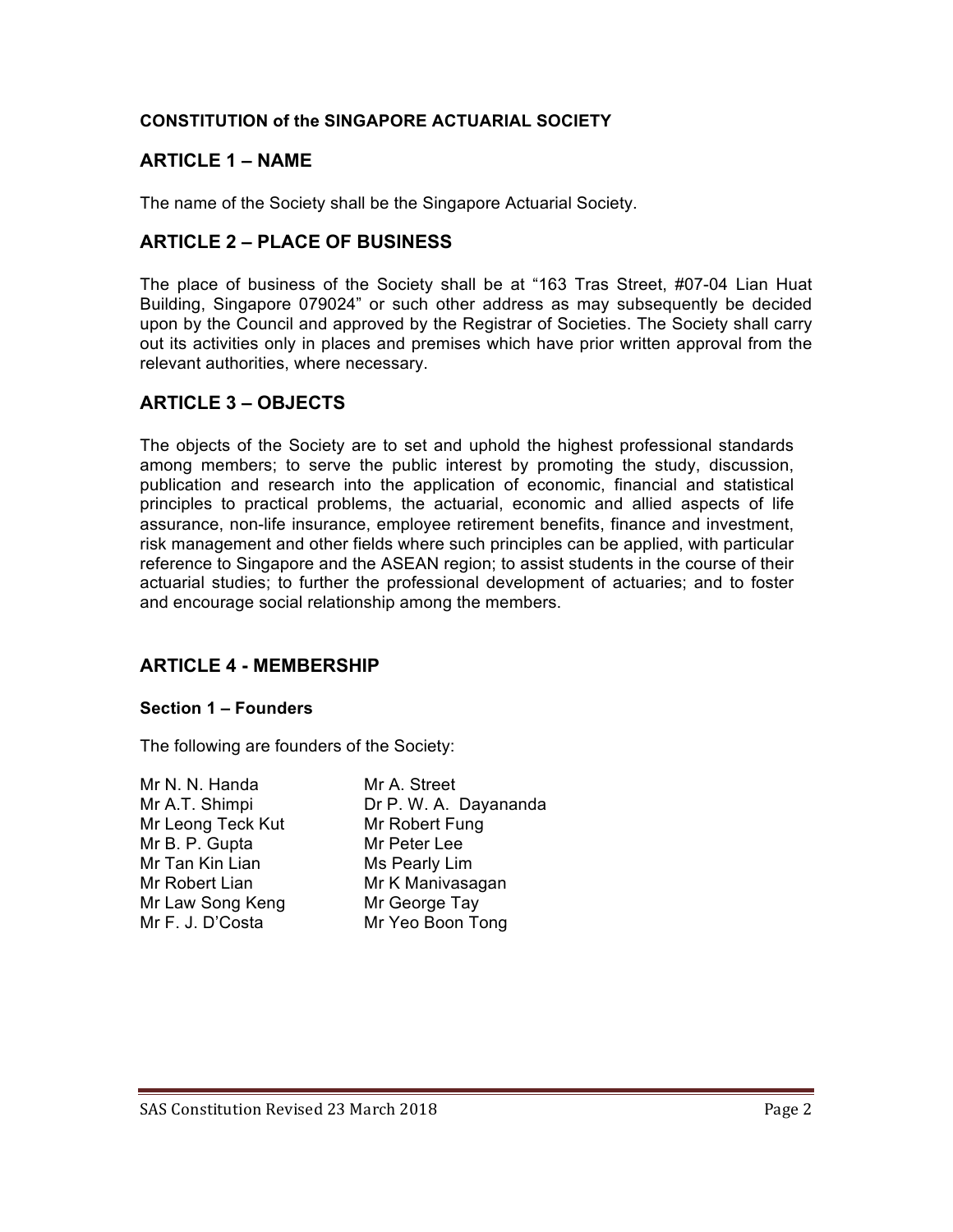**CONSTITUTION of the SINGAPORE ACTUARIAL SOCIETY**

## ARTICLE 1 – NAME

The name of the Society shall be the Singapore Actuarial Society.

## ARTICLE 2 – PLACE OF BUSINESS

The place of business of the Society shall be at "163 Tras Street, #07-04 Lian Huat Building, Singapore 079024" or such other address as may subsequently be decided upon by the Council and approved by the Registrar of Societies. The Society shall carry out its activities only in places and premises which have prior written approval from the relevant authorities, where necessary.

## ARTICLE 3 – OBJECTS

The objects of the Society are to set and uphold the highest professional standards among members; to serve the public interest by promoting the study, discussion, publication and research into the application of economic, financial and statistical principles to practical problems, the actuarial, economic and allied aspects of life assurance, non-life insurance, employee retirement benefits, finance and investment, risk management and other fields where such principles can be applied, with particular reference to Singapore and the ASEAN region; to assist students in the course of their actuarial studies; to further the professional development of actuaries; and to foster and encourage social relationship among the members.

## ARTICLE 4 - MEMBERSHIP

### Section 1 – Founders

The following are founders of the Society:

Mr N. N. Handa
Mr A.T. Shimpi
Mr Leong Teck Kut
Mr B. P. Gupta
Mr Tan Kin Lian
Mr Robert Lian
Mr Law Song Keng
Mr F. J. D'Costa
Mr A. Street
Dr P. W. A. Dayananda
Mr Robert Fung
Mr Peter Lee
Ms Pearly Lim
Mr K Manivasagan
Mr George Tay
Mr Yeo Boon Tong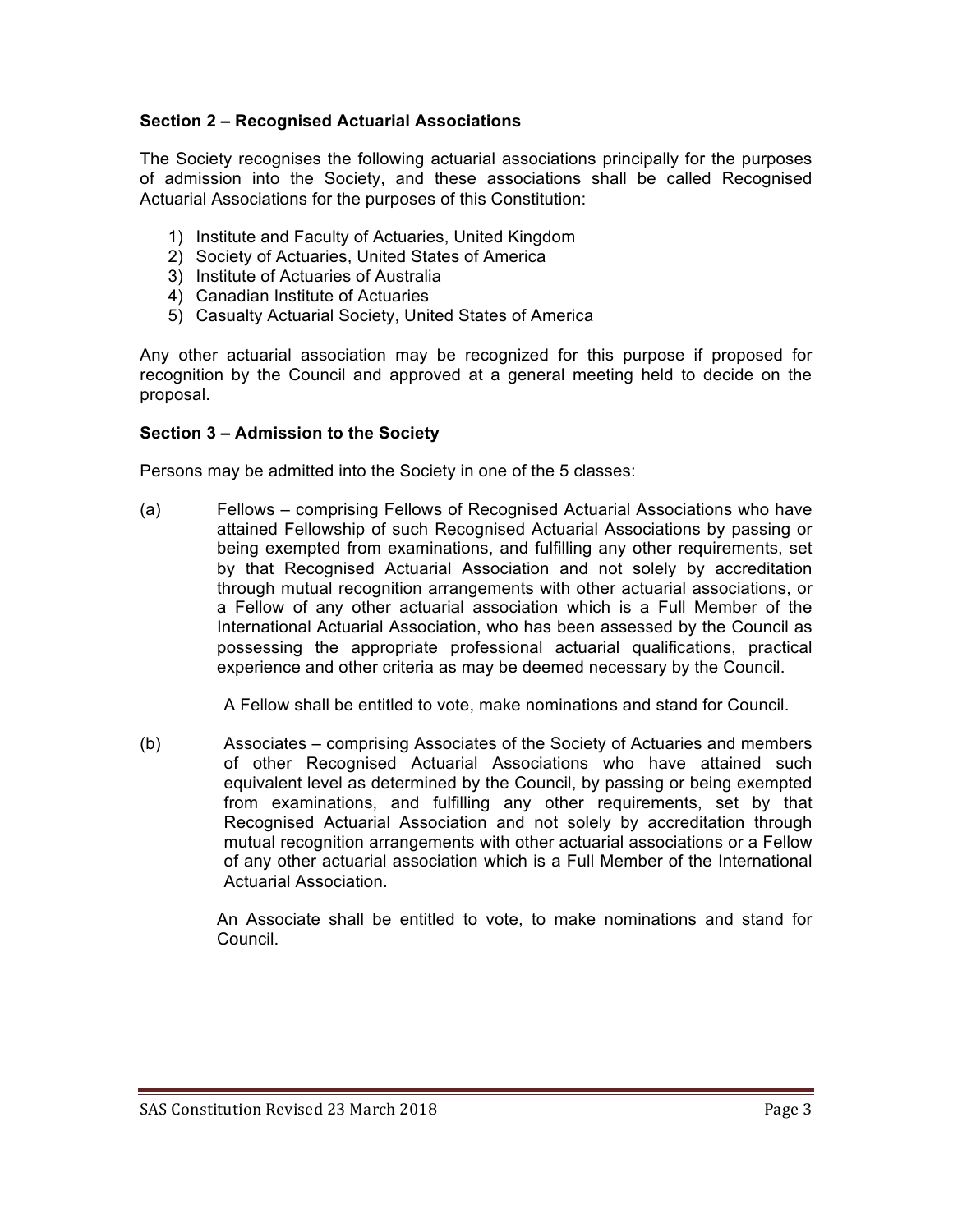### Section 2 – Recognised Actuarial Associations

The Society recognises the following actuarial associations principally for the purposes of admission into the Society, and these associations shall be called Recognised Actuarial Associations for the purposes of this Constitution:

1) Institute and Faculty of Actuaries, United Kingdom
2) Society of Actuaries, United States of America
3) Institute of Actuaries of Australia
4) Canadian Institute of Actuaries
5) Casualty Actuarial Society, United States of America

Any other actuarial association may be recognized for this purpose if proposed for recognition by the Council and approved at a general meeting held to decide on the proposal.

### Section 3 – Admission to the Society

Persons may be admitted into the Society in one of the 5 classes:

(a) Fellows – comprising Fellows of Recognised Actuarial Associations who have attained Fellowship of such Recognised Actuarial Associations by passing or being exempted from examinations, and fulfilling any other requirements, set by that Recognised Actuarial Association and not solely by accreditation through mutual recognition arrangements with other actuarial associations, or a Fellow of any other actuarial association which is a Full Member of the International Actuarial Association, who has been assessed by the Council as possessing the appropriate professional actuarial qualifications, practical experience and other criteria as may be deemed necessary by the Council.

A Fellow shall be entitled to vote, make nominations and stand for Council.

(b) Associates – comprising Associates of the Society of Actuaries and members of other Recognised Actuarial Associations who have attained such equivalent level as determined by the Council, by passing or being exempted from examinations, and fulfilling any other requirements, set by that Recognised Actuarial Association and not solely by accreditation through mutual recognition arrangements with other actuarial associations or a Fellow of any other actuarial association which is a Full Member of the International Actuarial Association.

An Associate shall be entitled to vote, to make nominations and stand for Council.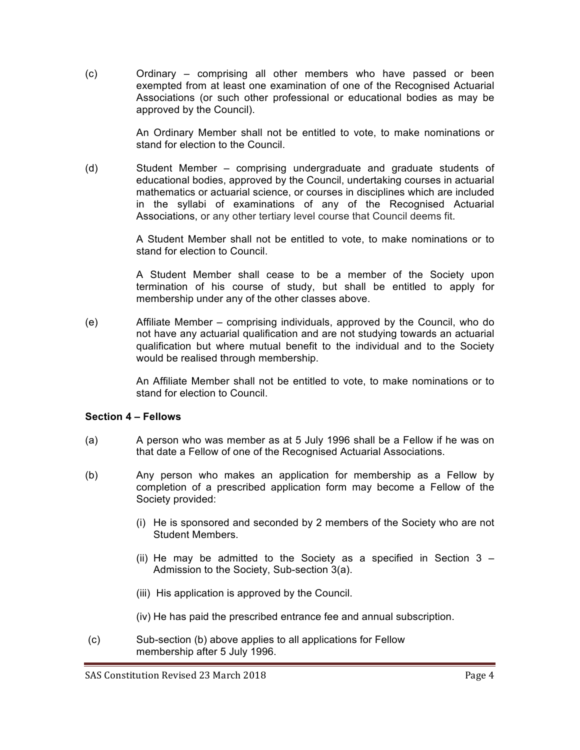(c) Ordinary – comprising all other members who have passed or been exempted from at least one examination of one of the Recognised Actuarial Associations (or such other professional or educational bodies as may be approved by the Council).

An Ordinary Member shall not be entitled to vote, to make nominations or stand for election to the Council.

(d) Student Member – comprising undergraduate and graduate students of educational bodies, approved by the Council, undertaking courses in actuarial mathematics or actuarial science, or courses in disciplines which are included in the syllabi of examinations of any of the Recognised Actuarial Associations, or any other tertiary level course that Council deems fit.

A Student Member shall not be entitled to vote, to make nominations or to stand for election to Council.

A Student Member shall cease to be a member of the Society upon termination of his course of study, but shall be entitled to apply for membership under any of the other classes above.

(e) Affiliate Member – comprising individuals, approved by the Council, who do not have any actuarial qualification and are not studying towards an actuarial qualification but where mutual benefit to the individual and to the Society would be realised through membership.

An Affiliate Member shall not be entitled to vote, to make nominations or to stand for election to Council.

**Section 4 – Fellows**

(a) A person who was member as at 5 July 1996 shall be a Fellow if he was on that date a Fellow of one of the Recognised Actuarial Associations.

(b) Any person who makes an application for membership as a Fellow by completion of a prescribed application form may become a Fellow of the Society provided:

(i) He is sponsored and seconded by 2 members of the Society who are not Student Members.

(ii) He may be admitted to the Society as a specified in Section 3 – Admission to the Society, Sub-section 3(a).

(iii) His application is approved by the Council.

(iv) He has paid the prescribed entrance fee and annual subscription.

(c) Sub-section (b) above applies to all applications for Fellow membership after 5 July 1996.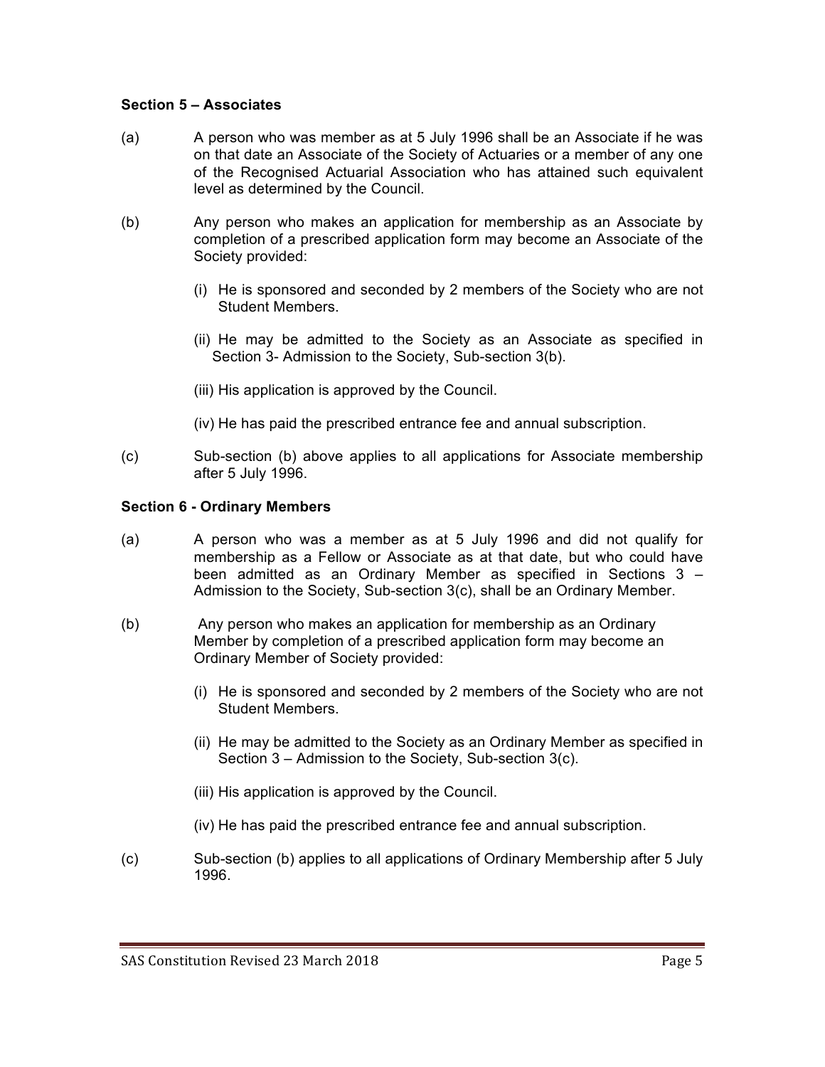**Section 5 – Associates**

(a) A person who was member as at 5 July 1996 shall be an Associate if he was on that date an Associate of the Society of Actuaries or a member of any one of the Recognised Actuarial Association who has attained such equivalent level as determined by the Council.

(b) Any person who makes an application for membership as an Associate by completion of a prescribed application form may become an Associate of the Society provided:

(i) He is sponsored and seconded by 2 members of the Society who are not Student Members.

(ii) He may be admitted to the Society as an Associate as specified in Section 3- Admission to the Society, Sub-section 3(b).

(iii) His application is approved by the Council.

(iv) He has paid the prescribed entrance fee and annual subscription.

(c) Sub-section (b) above applies to all applications for Associate membership after 5 July 1996.

**Section 6 - Ordinary Members**

(a) A person who was a member as at 5 July 1996 and did not qualify for membership as a Fellow or Associate as at that date, but who could have been admitted as an Ordinary Member as specified in Sections 3 – Admission to the Society, Sub-section 3(c), shall be an Ordinary Member.

(b) Any person who makes an application for membership as an Ordinary Member by completion of a prescribed application form may become an Ordinary Member of Society provided:

(i) He is sponsored and seconded by 2 members of the Society who are not Student Members.

(ii) He may be admitted to the Society as an Ordinary Member as specified in Section 3 – Admission to the Society, Sub-section 3(c).

(iii) His application is approved by the Council.

(iv) He has paid the prescribed entrance fee and annual subscription.

(c) Sub-section (b) applies to all applications of Ordinary Membership after 5 July 1996.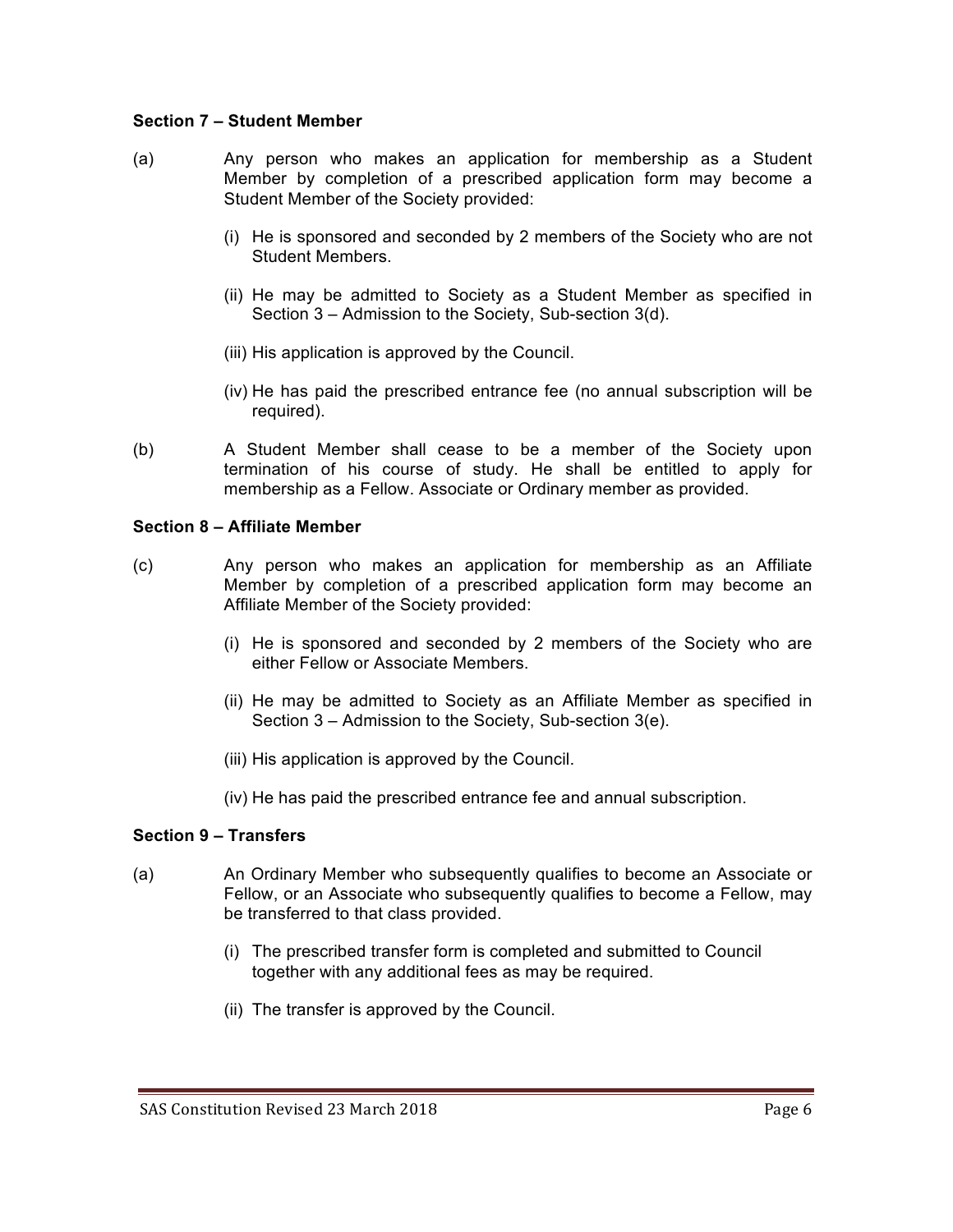**Section 7 – Student Member**

(a) Any person who makes an application for membership as a Student Member by completion of a prescribed application form may become a Student Member of the Society provided:

(i) He is sponsored and seconded by 2 members of the Society who are not Student Members.

(ii) He may be admitted to Society as a Student Member as specified in Section 3 – Admission to the Society, Sub-section 3(d).

(iii) His application is approved by the Council.

(iv) He has paid the prescribed entrance fee (no annual subscription will be required).

(b) A Student Member shall cease to be a member of the Society upon termination of his course of study. He shall be entitled to apply for membership as a Fellow. Associate or Ordinary member as provided.

**Section 8 – Affiliate Member**

(c) Any person who makes an application for membership as an Affiliate Member by completion of a prescribed application form may become an Affiliate Member of the Society provided:

(i) He is sponsored and seconded by 2 members of the Society who are either Fellow or Associate Members.

(ii) He may be admitted to Society as an Affiliate Member as specified in Section 3 – Admission to the Society, Sub-section 3(e).

(iii) His application is approved by the Council.

(iv) He has paid the prescribed entrance fee and annual subscription.

**Section 9 – Transfers**

(a) An Ordinary Member who subsequently qualifies to become an Associate or Fellow, or an Associate who subsequently qualifies to become a Fellow, may be transferred to that class provided.

(i) The prescribed transfer form is completed and submitted to Council together with any additional fees as may be required.

(ii) The transfer is approved by the Council.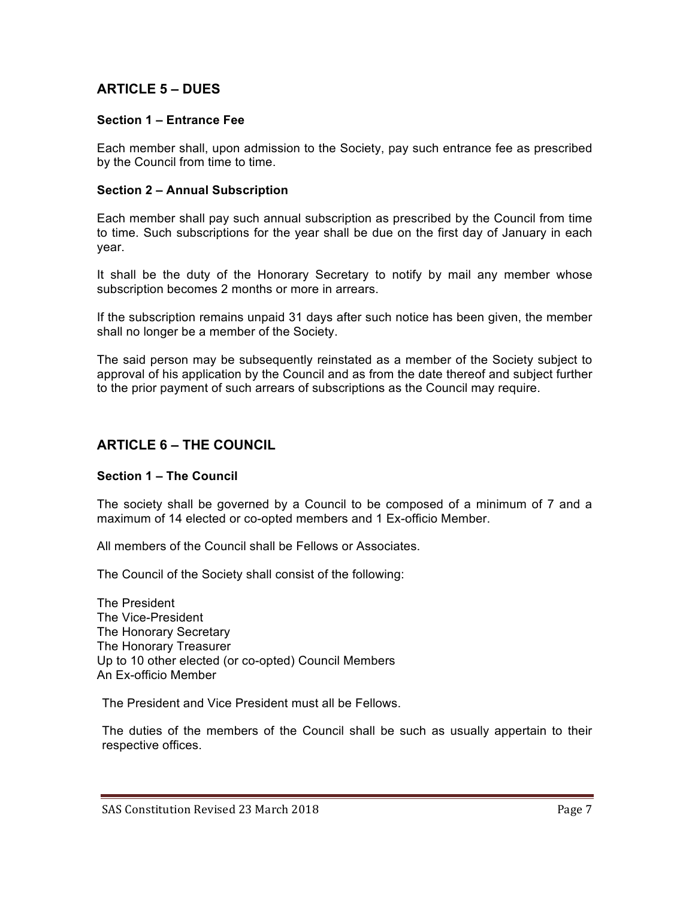## ARTICLE 5 – DUES

### Section 1 – Entrance Fee

Each member shall, upon admission to the Society, pay such entrance fee as prescribed by the Council from time to time.

### Section 2 – Annual Subscription

Each member shall pay such annual subscription as prescribed by the Council from time to time. Such subscriptions for the year shall be due on the first day of January in each year.

It shall be the duty of the Honorary Secretary to notify by mail any member whose subscription becomes 2 months or more in arrears.

If the subscription remains unpaid 31 days after such notice has been given, the member shall no longer be a member of the Society.

The said person may be subsequently reinstated as a member of the Society subject to approval of his application by the Council and as from the date thereof and subject further to the prior payment of such arrears of subscriptions as the Council may require.

## ARTICLE 6 – THE COUNCIL

### Section 1 – The Council

The society shall be governed by a Council to be composed of a minimum of 7 and a maximum of 14 elected or co-opted members and 1 Ex-officio Member.

All members of the Council shall be Fellows or Associates.

The Council of the Society shall consist of the following:

The President
The Vice-President
The Honorary Secretary
The Honorary Treasurer
Up to 10 other elected (or co-opted) Council Members
An Ex-officio Member

The President and Vice President must all be Fellows.

The duties of the members of the Council shall be such as usually appertain to their respective offices.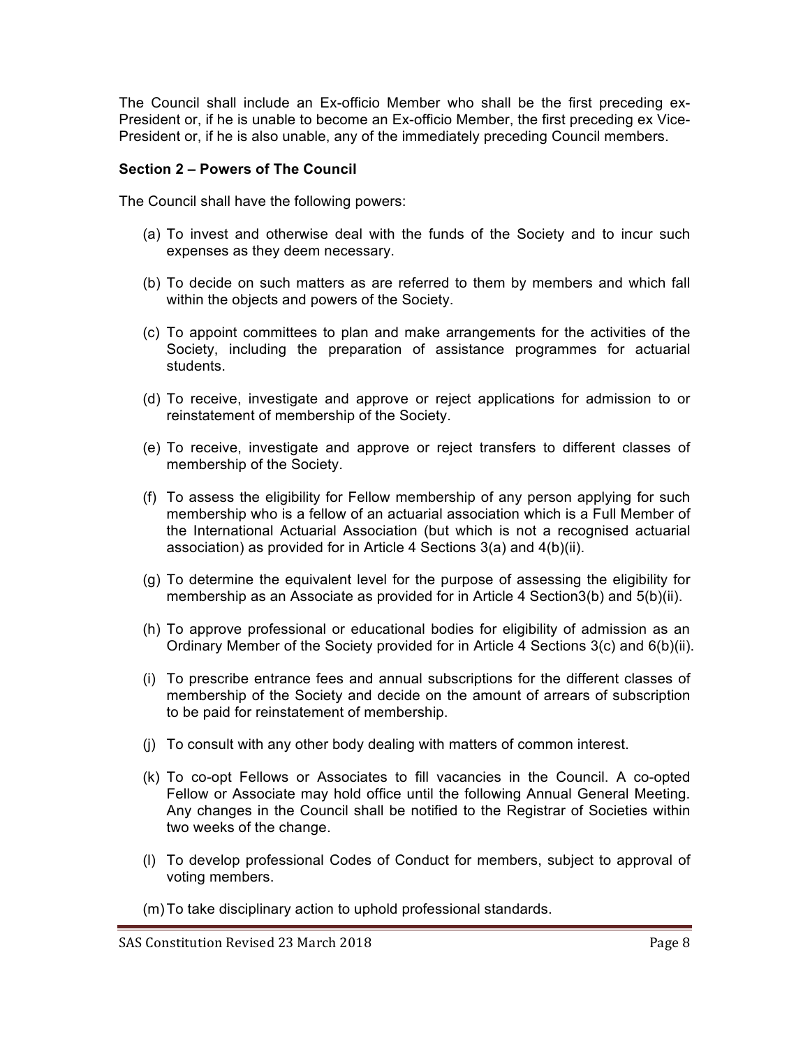The Council shall include an Ex-officio Member who shall be the first preceding ex-President or, if he is unable to become an Ex-officio Member, the first preceding ex Vice-President or, if he is also unable, any of the immediately preceding Council members.

**Section 2 – Powers of The Council**

The Council shall have the following powers:

(a) To invest and otherwise deal with the funds of the Society and to incur such expenses as they deem necessary.

(b) To decide on such matters as are referred to them by members and which fall within the objects and powers of the Society.

(c) To appoint committees to plan and make arrangements for the activities of the Society, including the preparation of assistance programmes for actuarial students.

(d) To receive, investigate and approve or reject applications for admission to or reinstatement of membership of the Society.

(e) To receive, investigate and approve or reject transfers to different classes of membership of the Society.

(f) To assess the eligibility for Fellow membership of any person applying for such membership who is a fellow of an actuarial association which is a Full Member of the International Actuarial Association (but which is not a recognised actuarial association) as provided for in Article 4 Sections 3(a) and 4(b)(ii).

(g) To determine the equivalent level for the purpose of assessing the eligibility for membership as an Associate as provided for in Article 4 Section3(b) and 5(b)(ii).

(h) To approve professional or educational bodies for eligibility of admission as an Ordinary Member of the Society provided for in Article 4 Sections 3(c) and 6(b)(ii).

(i) To prescribe entrance fees and annual subscriptions for the different classes of membership of the Society and decide on the amount of arrears of subscription to be paid for reinstatement of membership.

(j) To consult with any other body dealing with matters of common interest.

(k) To co-opt Fellows or Associates to fill vacancies in the Council. A co-opted Fellow or Associate may hold office until the following Annual General Meeting. Any changes in the Council shall be notified to the Registrar of Societies within two weeks of the change.

(l) To develop professional Codes of Conduct for members, subject to approval of voting members.

(m) To take disciplinary action to uphold professional standards.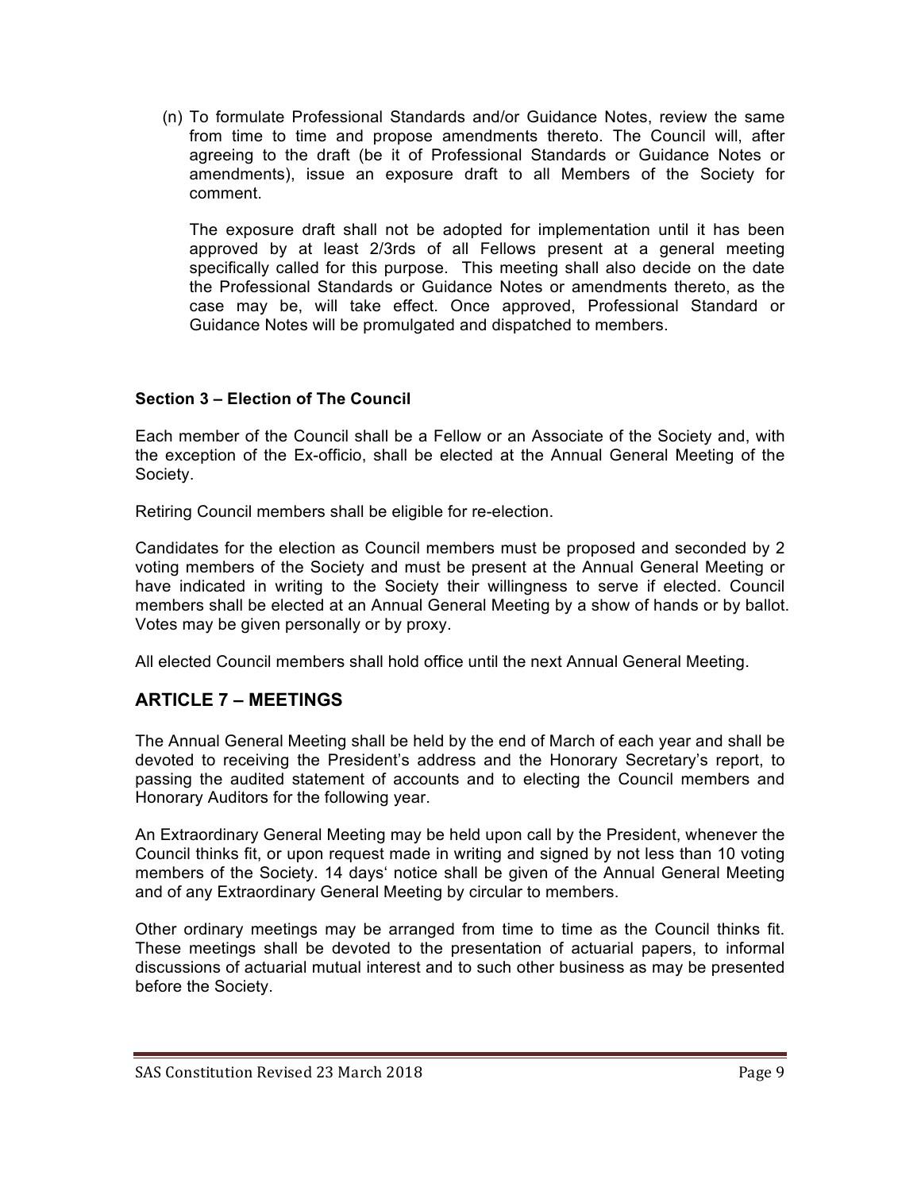(n) To formulate Professional Standards and/or Guidance Notes, review the same from time to time and propose amendments thereto. The Council will, after agreeing to the draft (be it of Professional Standards or Guidance Notes or amendments), issue an exposure draft to all Members of the Society for comment.

The exposure draft shall not be adopted for implementation until it has been approved by at least 2/3rds of all Fellows present at a general meeting specifically called for this purpose. This meeting shall also decide on the date the Professional Standards or Guidance Notes or amendments thereto, as the case may be, will take effect. Once approved, Professional Standard or Guidance Notes will be promulgated and dispatched to members.

### Section 3 – Election of The Council

Each member of the Council shall be a Fellow or an Associate of the Society and, with the exception of the Ex-officio, shall be elected at the Annual General Meeting of the Society.

Retiring Council members shall be eligible for re-election.

Candidates for the election as Council members must be proposed and seconded by 2 voting members of the Society and must be present at the Annual General Meeting or have indicated in writing to the Society their willingness to serve if elected. Council members shall be elected at an Annual General Meeting by a show of hands or by ballot. Votes may be given personally or by proxy.

All elected Council members shall hold office until the next Annual General Meeting.

## ARTICLE 7 – MEETINGS

The Annual General Meeting shall be held by the end of March of each year and shall be devoted to receiving the President's address and the Honorary Secretary's report, to passing the audited statement of accounts and to electing the Council members and Honorary Auditors for the following year.

An Extraordinary General Meeting may be held upon call by the President, whenever the Council thinks fit, or upon request made in writing and signed by not less than 10 voting members of the Society. 14 days' notice shall be given of the Annual General Meeting and of any Extraordinary General Meeting by circular to members.

Other ordinary meetings may be arranged from time to time as the Council thinks fit. These meetings shall be devoted to the presentation of actuarial papers, to informal discussions of actuarial mutual interest and to such other business as may be presented before the Society.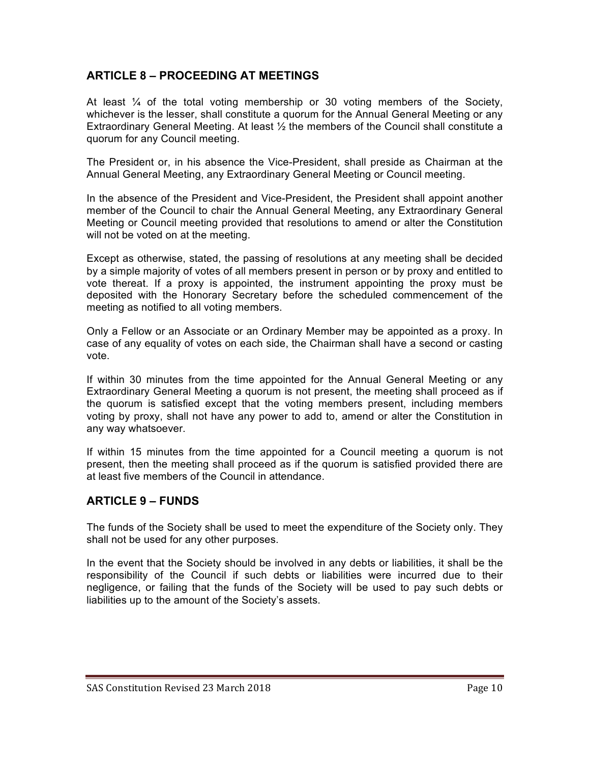## ARTICLE 8 – PROCEEDING AT MEETINGS

At least ¼ of the total voting membership or 30 voting members of the Society, whichever is the lesser, shall constitute a quorum for the Annual General Meeting or any Extraordinary General Meeting. At least ½ the members of the Council shall constitute a quorum for any Council meeting.

The President or, in his absence the Vice-President, shall preside as Chairman at the Annual General Meeting, any Extraordinary General Meeting or Council meeting.

In the absence of the President and Vice-President, the President shall appoint another member of the Council to chair the Annual General Meeting, any Extraordinary General Meeting or Council meeting provided that resolutions to amend or alter the Constitution will not be voted on at the meeting.

Except as otherwise, stated, the passing of resolutions at any meeting shall be decided by a simple majority of votes of all members present in person or by proxy and entitled to vote thereat. If a proxy is appointed, the instrument appointing the proxy must be deposited with the Honorary Secretary before the scheduled commencement of the meeting as notified to all voting members.

Only a Fellow or an Associate or an Ordinary Member may be appointed as a proxy. In case of any equality of votes on each side, the Chairman shall have a second or casting vote.

If within 30 minutes from the time appointed for the Annual General Meeting or any Extraordinary General Meeting a quorum is not present, the meeting shall proceed as if the quorum is satisfied except that the voting members present, including members voting by proxy, shall not have any power to add to, amend or alter the Constitution in any way whatsoever.

If within 15 minutes from the time appointed for a Council meeting a quorum is not present, then the meeting shall proceed as if the quorum is satisfied provided there are at least five members of the Council in attendance.

## ARTICLE 9 – FUNDS

The funds of the Society shall be used to meet the expenditure of the Society only. They shall not be used for any other purposes.

In the event that the Society should be involved in any debts or liabilities, it shall be the responsibility of the Council if such debts or liabilities were incurred due to their negligence, or failing that the funds of the Society will be used to pay such debts or liabilities up to the amount of the Society's assets.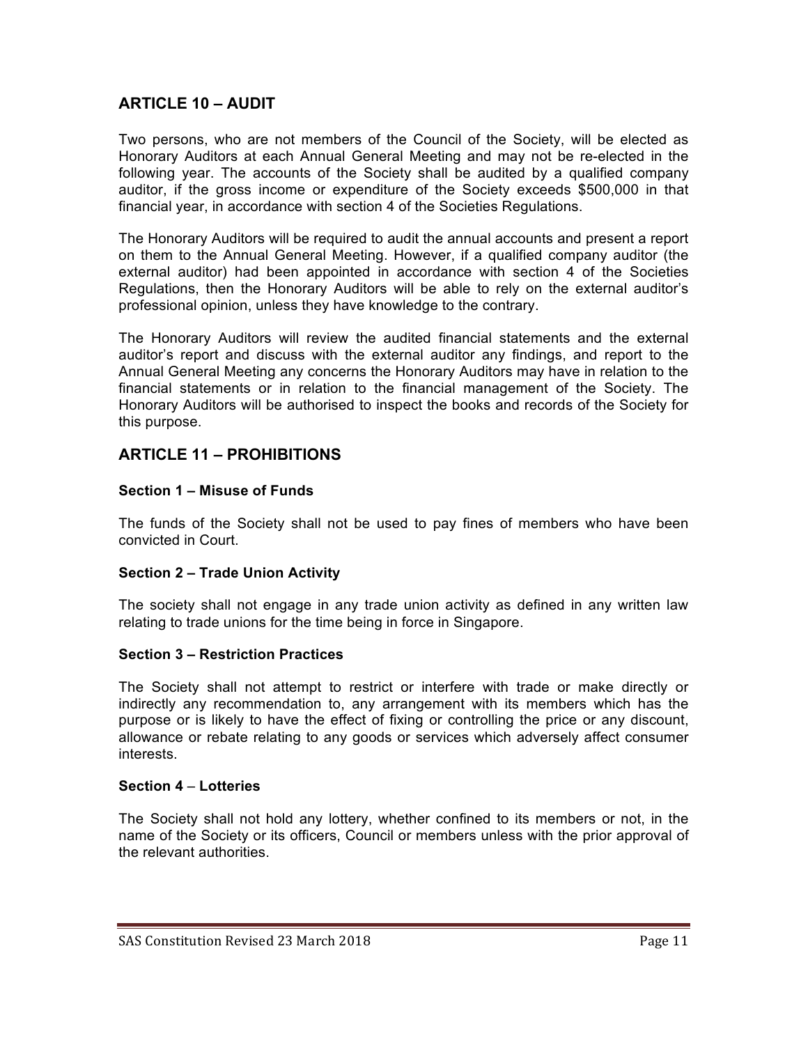## ARTICLE 10 – AUDIT

Two persons, who are not members of the Council of the Society, will be elected as Honorary Auditors at each Annual General Meeting and may not be re-elected in the following year. The accounts of the Society shall be audited by a qualified company auditor, if the gross income or expenditure of the Society exceeds $500,000 in that financial year, in accordance with section 4 of the Societies Regulations.

The Honorary Auditors will be required to audit the annual accounts and present a report on them to the Annual General Meeting. However, if a qualified company auditor (the external auditor) had been appointed in accordance with section 4 of the Societies Regulations, then the Honorary Auditors will be able to rely on the external auditor's professional opinion, unless they have knowledge to the contrary.

The Honorary Auditors will review the audited financial statements and the external auditor's report and discuss with the external auditor any findings, and report to the Annual General Meeting any concerns the Honorary Auditors may have in relation to the financial statements or in relation to the financial management of the Society. The Honorary Auditors will be authorised to inspect the books and records of the Society for this purpose.

## ARTICLE 11 – PROHIBITIONS

### Section 1 – Misuse of Funds

The funds of the Society shall not be used to pay fines of members who have been convicted in Court.

### Section 2 – Trade Union Activity

The society shall not engage in any trade union activity as defined in any written law relating to trade unions for the time being in force in Singapore.

### Section 3 – Restriction Practices

The Society shall not attempt to restrict or interfere with trade or make directly or indirectly any recommendation to, any arrangement with its members which has the purpose or is likely to have the effect of fixing or controlling the price or any discount, allowance or rebate relating to any goods or services which adversely affect consumer interests.

### Section 4 – Lotteries

The Society shall not hold any lottery, whether confined to its members or not, in the name of the Society or its officers, Council or members unless with the prior approval of the relevant authorities.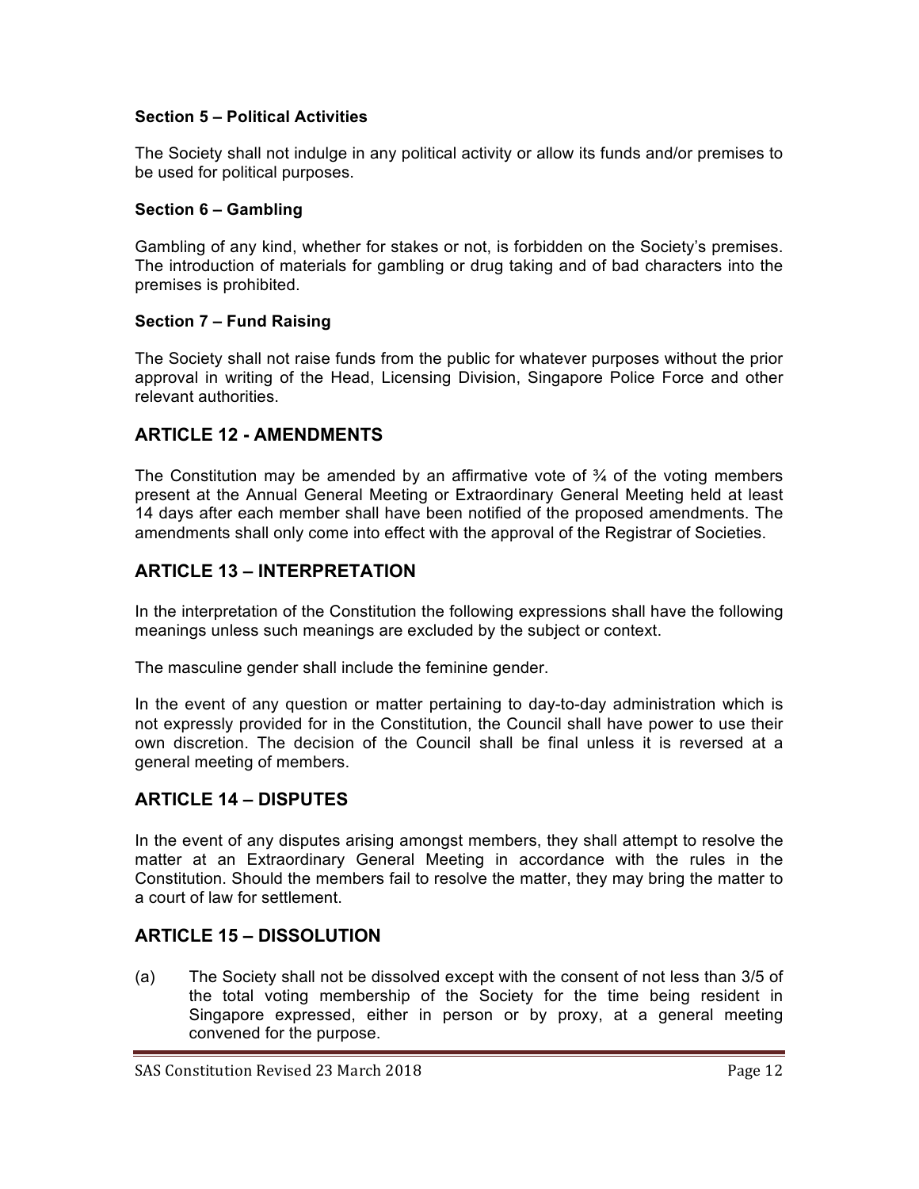**Section 5 – Political Activities**

The Society shall not indulge in any political activity or allow its funds and/or premises to be used for political purposes.

**Section 6 – Gambling**

Gambling of any kind, whether for stakes or not, is forbidden on the Society's premises. The introduction of materials for gambling or drug taking and of bad characters into the premises is prohibited.

**Section 7 – Fund Raising**

The Society shall not raise funds from the public for whatever purposes without the prior approval in writing of the Head, Licensing Division, Singapore Police Force and other relevant authorities.

## ARTICLE 12 - AMENDMENTS

The Constitution may be amended by an affirmative vote of ¾ of the voting members present at the Annual General Meeting or Extraordinary General Meeting held at least 14 days after each member shall have been notified of the proposed amendments. The amendments shall only come into effect with the approval of the Registrar of Societies.

## ARTICLE 13 – INTERPRETATION

In the interpretation of the Constitution the following expressions shall have the following meanings unless such meanings are excluded by the subject or context.

The masculine gender shall include the feminine gender.

In the event of any question or matter pertaining to day-to-day administration which is not expressly provided for in the Constitution, the Council shall have power to use their own discretion. The decision of the Council shall be final unless it is reversed at a general meeting of members.

## ARTICLE 14 – DISPUTES

In the event of any disputes arising amongst members, they shall attempt to resolve the matter at an Extraordinary General Meeting in accordance with the rules in the Constitution. Should the members fail to resolve the matter, they may bring the matter to a court of law for settlement.

## ARTICLE 15 – DISSOLUTION

(a) The Society shall not be dissolved except with the consent of not less than 3/5 of the total voting membership of the Society for the time being resident in Singapore expressed, either in person or by proxy, at a general meeting convened for the purpose.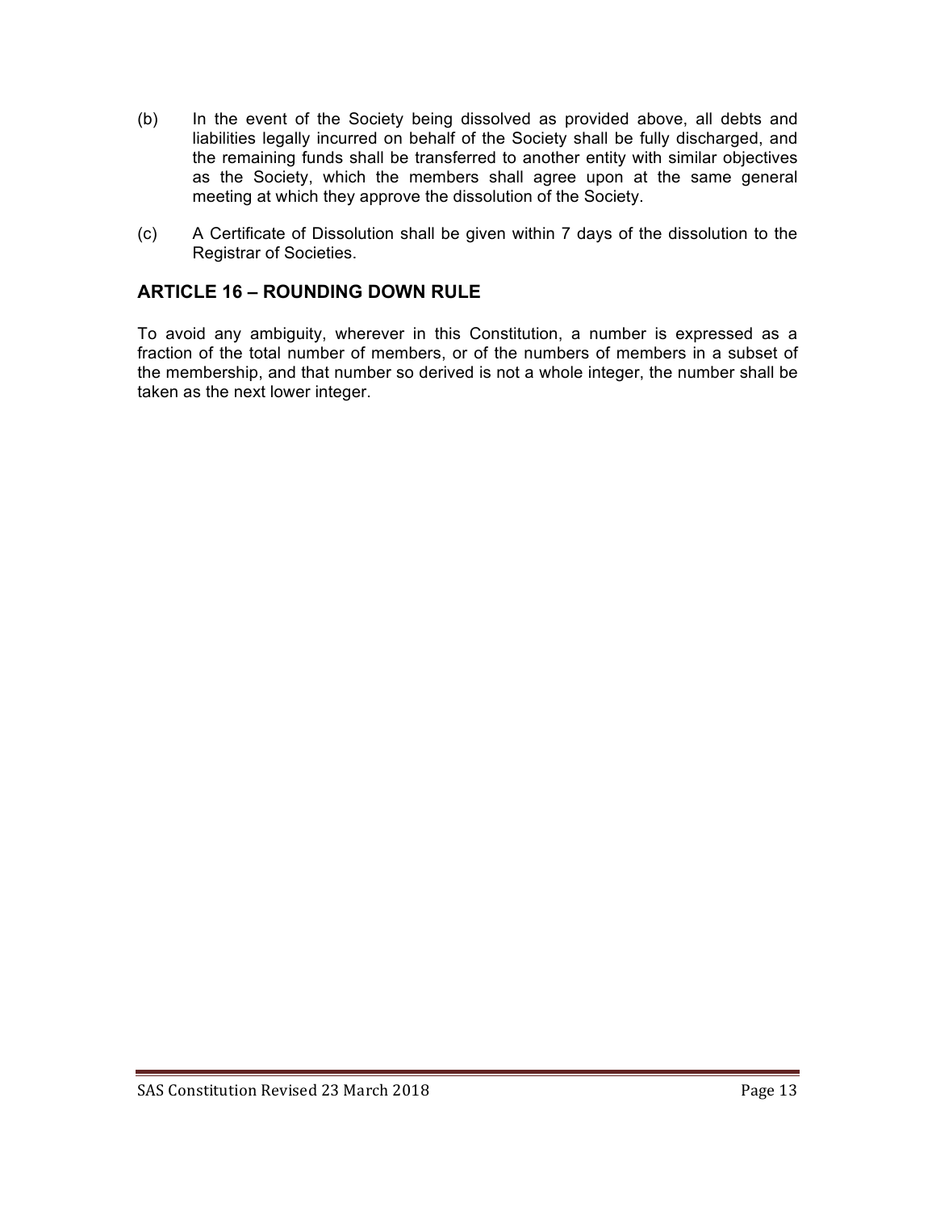(b) In the event of the Society being dissolved as provided above, all debts and liabilities legally incurred on behalf of the Society shall be fully discharged, and the remaining funds shall be transferred to another entity with similar objectives as the Society, which the members shall agree upon at the same general meeting at which they approve the dissolution of the Society.

(c) A Certificate of Dissolution shall be given within 7 days of the dissolution to the Registrar of Societies.

## ARTICLE 16 – ROUNDING DOWN RULE

To avoid any ambiguity, wherever in this Constitution, a number is expressed as a fraction of the total number of members, or of the numbers of members in a subset of the membership, and that number so derived is not a whole integer, the number shall be taken as the next lower integer.